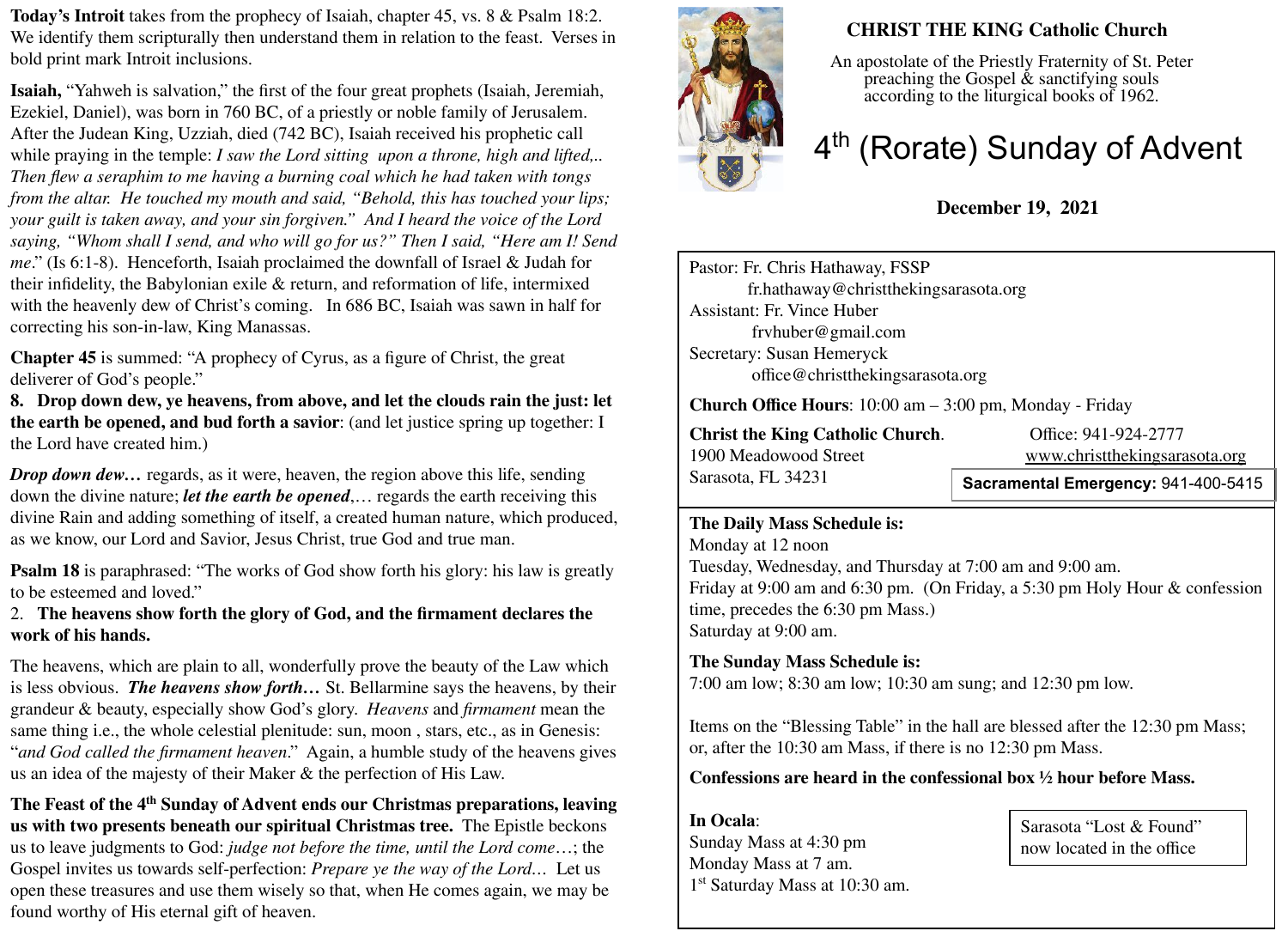**Today's Introit** takes from the prophecy of Isaiah, chapter 45, vs. 8 & Psalm 18:2. We identify them scripturally then understand them in relation to the feast. Verses in bold print mark Introit inclusions.

**Isaiah,** "Yahweh is salvation," the first of the four great prophets (Isaiah, Jeremiah, Ezekiel, Daniel), was born in 760 BC, of a priestly or noble family of Jerusalem. After the Judean King, Uzziah, died (742 BC), Isaiah received his prophetic call while praying in the temple: *I saw the Lord sitting upon a throne, high and lifted,.. Then flew a seraphim to me having a burning coal which he had taken with tongs from the altar. He touched my mouth and said, "Behold, this has touched your lips; your guilt is taken away, and your sin forgiven." And I heard the voice of the Lord saying, "Whom shall I send, and who will go for us?" Then I said, "Here am I! Send me*." (Is 6:1-8). Henceforth, Isaiah proclaimed the downfall of Israel & Judah for their infidelity, the Babylonian exile & return, and reformation of life, intermixed with the heavenly dew of Christ's coming. In 686 BC, Isaiah was sawn in half for correcting his son-in-law, King Manassas.

**Chapter 45** is summed: "A prophecy of Cyrus, as a figure of Christ, the great deliverer of God's people."

**8. Drop down dew, ye heavens, from above, and let the clouds rain the just: let the earth be opened, and bud forth a savior**: (and let justice spring up together: I the Lord have created him.)

***Drop down dew…*** regards, as it were, heaven, the region above this life, sending down the divine nature; ***let the earth be opened***,… regards the earth receiving this divine Rain and adding something of itself, a created human nature, which produced, as we know, our Lord and Savior, Jesus Christ, true God and true man.

**Psalm 18** is paraphrased: "The works of God show forth his glory: his law is greatly to be esteemed and loved."

2. **The heavens show forth the glory of God, and the firmament declares the work of his hands.**

The heavens, which are plain to all, wonderfully prove the beauty of the Law which is less obvious. ***The heavens show forth…*** St. Bellarmine says the heavens, by their grandeur & beauty, especially show God's glory. *Heavens* and *firmament* mean the same thing i.e., the whole celestial plenitude: sun, moon , stars, etc., as in Genesis: "*and God called the firmament heaven*." Again, a humble study of the heavens gives us an idea of the majesty of their Maker & the perfection of His Law.

**The Feast of the 4th Sunday of Advent ends our Christmas preparations, leaving us with two presents beneath our spiritual Christmas tree.** The Epistle beckons us to leave judgments to God: *judge not before the time, until the Lord come*…; the Gospel invites us towards self-perfection: *Prepare ye the way of the Lord…* Let us open these treasures and use them wisely so that, when He comes again, we may be found worthy of His eternal gift of heaven.

**CHRIST THE KING Catholic Church**

An apostolate of the Priestly Fraternity of St. Peter preaching the Gospel & sanctifying souls according to the liturgical books of 1962.

# 4th (Rorate) Sunday of Advent

**December 19, 2021**

Pastor: Fr. Chris Hathaway, FSSP
fr.hathaway@christthekingsarasota.org
Assistant: Fr. Vince Huber
frvhuber@gmail.com
Secretary: Susan Hemeryck
office@christthekingsarasota.org

**Church Office Hours**: 10:00 am – 3:00 pm, Monday - Friday

**Christ the King Catholic Church**.
1900 Meadowood Street
Sarasota, FL 34231

Office: 941-924-2777
www.christthekingsarasota.org

**Sacramental Emergency:** 941-400-5415

**The Daily Mass Schedule is:**
Monday at 12 noon
Tuesday, Wednesday, and Thursday at 7:00 am and 9:00 am.
Friday at 9:00 am and 6:30 pm. (On Friday, a 5:30 pm Holy Hour & confession time, precedes the 6:30 pm Mass.)
Saturday at 9:00 am.

**The Sunday Mass Schedule is:**
7:00 am low; 8:30 am low; 10:30 am sung; and 12:30 pm low.

Items on the "Blessing Table" in the hall are blessed after the 12:30 pm Mass; or, after the 10:30 am Mass, if there is no 12:30 pm Mass.

**Confessions are heard in the confessional box ½ hour before Mass.**

**In Ocala**:
Sunday Mass at 4:30 pm
Monday Mass at 7 am.
1st Saturday Mass at 10:30 am.

Sarasota "Lost & Found" now located in the office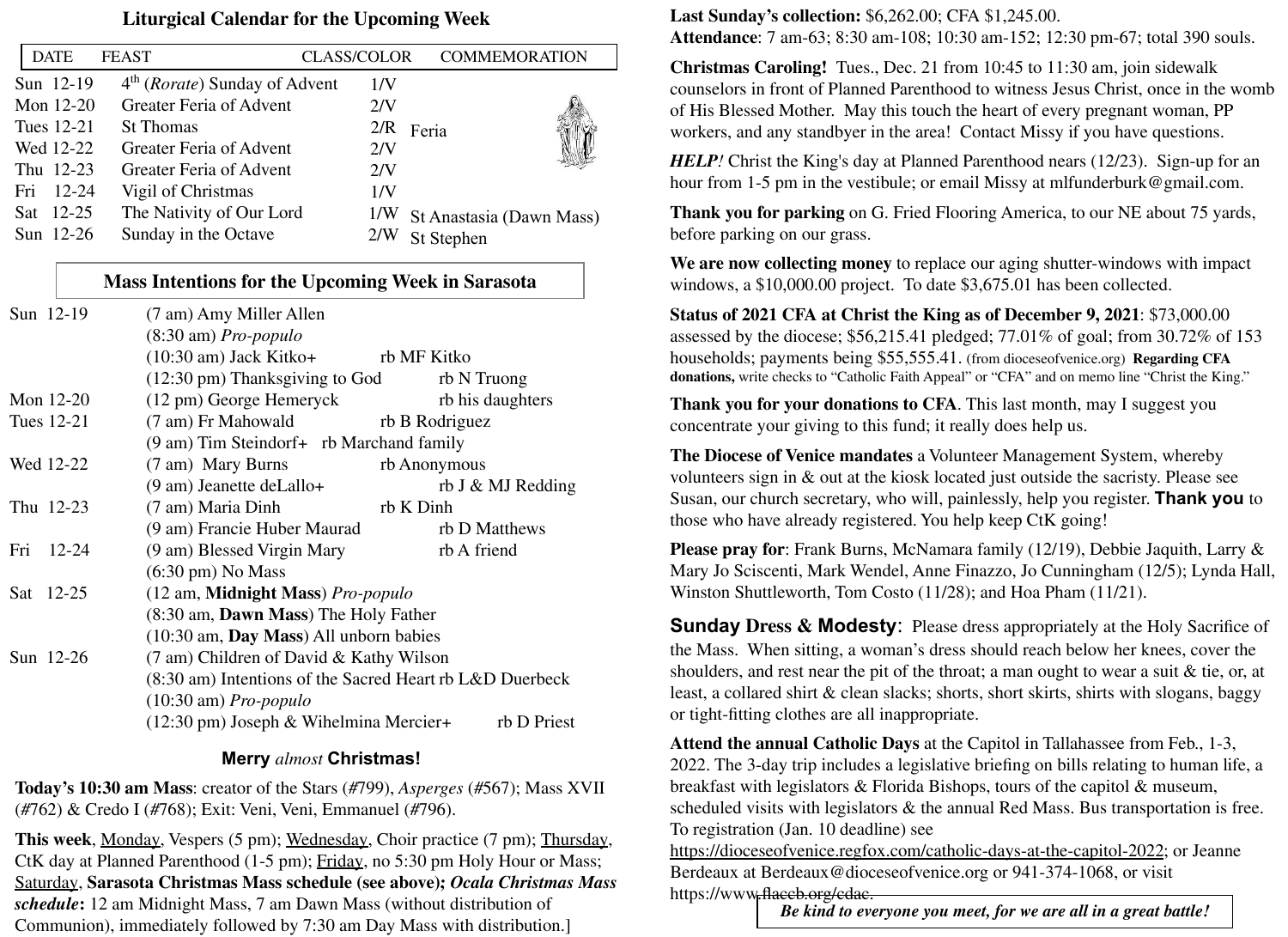## Liturgical Calendar for the Upcoming Week

| DATE | FEAST | CLASS/COLOR | COMMEMORATION |
|---|---|---|---|
| Sun 12-19 | 4th (*Rorate*) Sunday of Advent | 1/V | |
| Mon 12-20 | Greater Feria of Advent | 2/V | |
| Tues 12-21 | St Thomas | 2/R | Feria |
| Wed 12-22 | Greater Feria of Advent | 2/V | |
| Thu 12-23 | Greater Feria of Advent | 2/V | |
| Fri 12-24 | Vigil of Christmas | 1/V | |
| Sat 12-25 | The Nativity of Our Lord | 1/W | St Anastasia (Dawn Mass) |
| Sun 12-26 | Sunday in the Octave | 2/W | St Stephen |

## Mass Intentions for the Upcoming Week in Sarasota

| | | |
|---|---|---|
| Sun 12-19 | (7 am) Amy Miller Allen | |
| | (8:30 am) *Pro-populo* | |
| | (10:30 am) Jack Kitko+ | rb MF Kitko |
| | (12:30 pm) Thanksgiving to God | rb N Truong |
| Mon 12-20 | (12 pm) George Hemeryck | rb his daughters |
| Tues 12-21 | (7 am) Fr Mahowald | rb B Rodriguez |
| | (9 am) Tim Steindorf+ | rb Marchand family |
| Wed 12-22 | (7 am) Mary Burns | rb Anonymous |
| | (9 am) Jeanette deLallo+ | rb J & MJ Redding |
| Thu 12-23 | (7 am) Maria Dinh | rb K Dinh |
| | (9 am) Francie Huber Maurad | rb D Matthews |
| Fri 12-24 | (9 am) Blessed Virgin Mary | rb A friend |
| | (6:30 pm) No Mass | |
| Sat 12-25 | (12 am, **Midnight Mass**) *Pro-populo* | |
| | (8:30 am, **Dawn Mass**) The Holy Father | |
| | (10:30 am, **Day Mass**) All unborn babies | |
| Sun 12-26 | (7 am) Children of David & Kathy Wilson | |
| | (8:30 am) Intentions of the Sacred Heart | rb L&D Duerbeck |
| | (10:30 am) *Pro-populo* | |
| | (12:30 pm) Joseph & Wihelmina Mercier+ | rb D Priest |

**Merry *almost* Christmas!**

**Today's 10:30 am Mass**: creator of the Stars (#799), *Asperges* (#567); Mass XVII (#762) & Credo I (#768); Exit: Veni, Veni, Emmanuel (#796).

**This week**, Monday, Vespers (5 pm); Wednesday, Choir practice (7 pm); Thursday, CtK day at Planned Parenthood (1-5 pm); Friday, no 5:30 pm Holy Hour or Mass; Saturday, **Sarasota Christmas Mass schedule (see above);** ***Ocala Christmas Mass schedule*****:** 12 am Midnight Mass, 7 am Dawn Mass (without distribution of Communion), immediately followed by 7:30 am Day Mass with distribution.]

**Last Sunday's collection:** $6,262.00; CFA $1,245.00.
**Attendance**: 7 am-63; 8:30 am-108; 10:30 am-152; 12:30 pm-67; total 390 souls.

**Christmas Caroling!** Tues., Dec. 21 from 10:45 to 11:30 am, join sidewalk counselors in front of Planned Parenthood to witness Jesus Christ, once in the womb of His Blessed Mother. May this touch the heart of every pregnant woman, PP workers, and any standbyer in the area! Contact Missy if you have questions.

***HELP!*** Christ the King's day at Planned Parenthood nears (12/23). Sign-up for an hour from 1-5 pm in the vestibule; or email Missy at mlfunderburk@gmail.com.

**Thank you for parking** on G. Fried Flooring America, to our NE about 75 yards, before parking on our grass.

**We are now collecting money** to replace our aging shutter-windows with impact windows, a $10,000.00 project. To date $3,675.01 has been collected.

**Status of 2021 CFA at Christ the King as of December 9, 2021**: $73,000.00 assessed by the diocese; $56,215.41 pledged; 77.01% of goal; from 30.72% of 153 households; payments being $55,555.41. (from dioceseofvenice.org) **Regarding CFA donations,** write checks to "Catholic Faith Appeal" or "CFA" and on memo line "Christ the King."

**Thank you for your donations to CFA**. This last month, may I suggest you concentrate your giving to this fund; it really does help us.

**The Diocese of Venice mandates** a Volunteer Management System, whereby volunteers sign in & out at the kiosk located just outside the sacristy. Please see Susan, our church secretary, who will, painlessly, help you register. **Thank you** to those who have already registered. You help keep CtK going!

**Please pray for**: Frank Burns, McNamara family (12/19), Debbie Jaquith, Larry & Mary Jo Sciscenti, Mark Wendel, Anne Finazzo, Jo Cunningham (12/5); Lynda Hall, Winston Shuttleworth, Tom Costo (11/28); and Hoa Pham (11/21).

**Sunday Dress & Modesty**: Please dress appropriately at the Holy Sacrifice of the Mass. When sitting, a woman's dress should reach below her knees, cover the shoulders, and rest near the pit of the throat; a man ought to wear a suit & tie, or, at least, a collared shirt & clean slacks; shorts, short skirts, shirts with slogans, baggy or tight-fitting clothes are all inappropriate.

**Attend the annual Catholic Days** at the Capitol in Tallahassee from Feb., 1-3, 2022. The 3-day trip includes a legislative briefing on bills relating to human life, a breakfast with legislators & Florida Bishops, tours of the capitol & museum, scheduled visits with legislators & the annual Red Mass. Bus transportation is free. To registration (Jan. 10 deadline) see https://dioceseofvenice.regfox.com/catholic-days-at-the-capitol-2022; or Jeanne Berdeaux at Berdeaux@dioceseofvenice.org or 941-374-1068, or visit https://www.flaccb.org/cdac.

***Be kind to everyone you meet, for we are all in a great battle!***